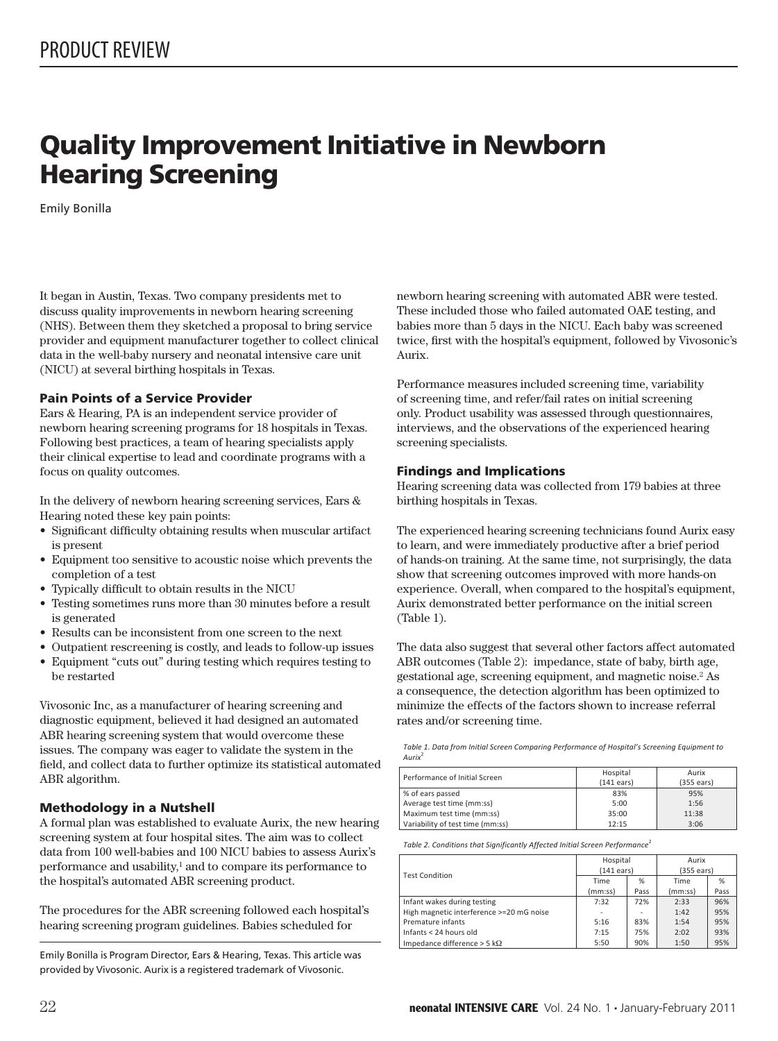PRODUCT REVIEW

# Quality Improvement Initiative in Newborn Hearing Screening

Emily Bonilla

It began in Austin, Texas. Two company presidents met to discuss quality improvements in newborn hearing screening (NHS). Between them they sketched a proposal to bring service provider and equipment manufacturer together to collect clinical data in the well-baby nursery and neonatal intensive care unit (NICU) at several birthing hospitals in Texas.

### Pain Points of a Service Provider

Ears & Hearing, PA is an independent service provider of newborn hearing screening programs for 18 hospitals in Texas. Following best practices, a team of hearing specialists apply their clinical expertise to lead and coordinate programs with a focus on quality outcomes.

In the delivery of newborn hearing screening services, Ears & Hearing noted these key pain points:

- Significant difficulty obtaining results when muscular artifact is present
- Equipment too sensitive to acoustic noise which prevents the completion of a test
- Typically difficult to obtain results in the NICU
- Testing sometimes runs more than 30 minutes before a result is generated
- Results can be inconsistent from one screen to the next
- Outpatient rescreening is costly, and leads to follow-up issues
- Equipment "cuts out" during testing which requires testing to be restarted

Vivosonic Inc, as a manufacturer of hearing screening and diagnostic equipment, believed it had designed an automated ABR hearing screening system that would overcome these issues. The company was eager to validate the system in the field, and collect data to further optimize its statistical automated ABR algorithm.

### Methodology in a Nutshell

A formal plan was established to evaluate Aurix, the new hearing screening system at four hospital sites. The aim was to collect data from 100 well-babies and 100 NICU babies to assess Aurix's performance and usability,[1] and to compare its performance to the hospital's automated ABR screening product.

The procedures for the ABR screening followed each hospital's hearing screening program guidelines. Babies scheduled for newborn hearing screening with automated ABR were tested. These included those who failed automated OAE testing, and babies more than 5 days in the NICU. Each baby was screened twice, first with the hospital's equipment, followed by Vivosonic's Aurix.

Performance measures included screening time, variability of screening time, and refer/fail rates on initial screening only. Product usability was assessed through questionnaires, interviews, and the observations of the experienced hearing screening specialists.

### Findings and Implications

Hearing screening data was collected from 179 babies at three birthing hospitals in Texas.

The experienced hearing screening technicians found Aurix easy to learn, and were immediately productive after a brief period of hands-on training. At the same time, not surprisingly, the data show that screening outcomes improved with more hands-on experience. Overall, when compared to the hospital's equipment, Aurix demonstrated better performance on the initial screen (Table 1).

The data also suggest that several other factors affect automated ABR outcomes (Table 2): impedance, state of baby, birth age, gestational age, screening equipment, and magnetic noise.[2] As a consequence, the detection algorithm has been optimized to minimize the effects of the factors shown to increase referral rates and/or screening time.

*Table 1. Data from Initial Screen Comparing Performance of Hospital's Screening Equipment to Aurix[2]*

| Performance of Initial Screen | Hospital (141 ears) | Aurix (355 ears) |
|---|---|---|
| % of ears passed | 83% | 95% |
| Average test time (mm:ss) | 5:00 | 1:56 |
| Maximum test time (mm:ss) | 35:00 | 11:38 |
| Variability of test time (mm:ss) | 12:15 | 3:06 |

*Table 2. Conditions that Significantly Affected Initial Screen Performance[2]*

| Test Condition | Hospital (141 ears) | | Aurix (355 ears) | |
|---|---|---|---|---|
| | Time (mm:ss) | % Pass | Time (mm:ss) | % Pass |
| Infant wakes during testing | 7:32 | 72% | 2:33 | 96% |
| High magnetic interference >=20 mG noise | - | - | 1:42 | 95% |
| Premature infants | 5:16 | 83% | 1:54 | 95% |
| Infants < 24 hours old | 7:15 | 75% | 2:02 | 93% |
| Impedance difference > 5 kΩ | 5:50 | 90% | 1:50 | 95% |

Emily Bonilla is Program Director, Ears & Hearing, Texas. This article was provided by Vivosonic. Aurix is a registered trademark of Vivosonic.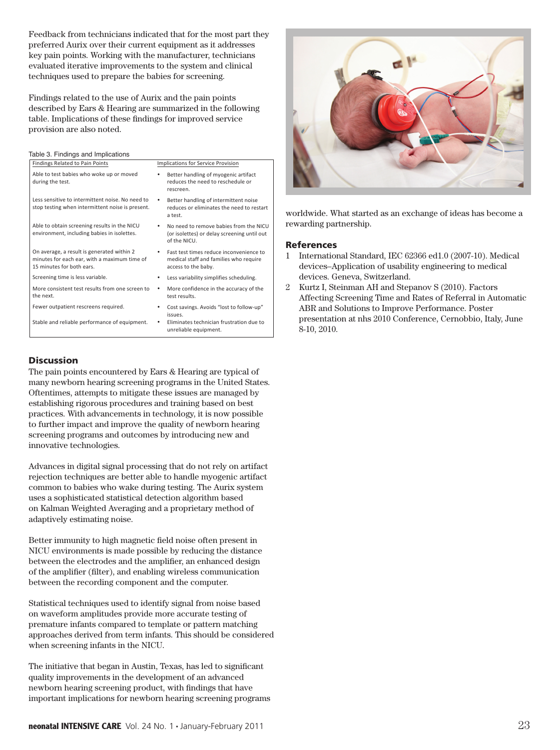Feedback from technicians indicated that for the most part they preferred Aurix over their current equipment as it addresses key pain points. Working with the manufacturer, technicians evaluated iterative improvements to the system and clinical techniques used to prepare the babies for screening.

Findings related to the use of Aurix and the pain points described by Ears & Hearing are summarized in the following table. Implications of these findings for improved service provision are also noted.

Table 3. Findings and Implications

| Findings Related to Pain Points | Implications for Service Provision |
| --- | --- |
| Able to test babies who woke up or moved during the test. | • Better handling of myogenic artifact reduces the need to reschedule or rescreen. |
| Less sensitive to intermittent noise. No need to stop testing when intermittent noise is present. | • Better handling of intermittent noise reduces or eliminates the need to restart a test. |
| Able to obtain screening results in the NICU environment, including babies in isolettes. | • No need to remove babies from the NICU (or isolettes) or delay screening until out of the NICU. |
| On average, a result is generated within 2 minutes for each ear, with a maximum time of 15 minutes for both ears. | • Fast test times reduce inconvenience to medical staff and families who require access to the baby. |
| Screening time is less variable. | • Less variability simplifies scheduling. |
| More consistent test results from one screen to the next. | • More confidence in the accuracy of the test results. |
| Fewer outpatient rescreens required. | • Cost savings. Avoids "lost to follow-up" issues. |
| Stable and reliable performance of equipment. | • Eliminates technician frustration due to unreliable equipment. |

## Discussion

The pain points encountered by Ears & Hearing are typical of many newborn hearing screening programs in the United States. Oftentimes, attempts to mitigate these issues are managed by establishing rigorous procedures and training based on best practices. With advancements in technology, it is now possible to further impact and improve the quality of newborn hearing screening programs and outcomes by introducing new and innovative technologies.

Advances in digital signal processing that do not rely on artifact rejection techniques are better able to handle myogenic artifact common to babies who wake during testing. The Aurix system uses a sophisticated statistical detection algorithm based on Kalman Weighted Averaging and a proprietary method of adaptively estimating noise.

Better immunity to high magnetic field noise often present in NICU environments is made possible by reducing the distance between the electrodes and the amplifier, an enhanced design of the amplifier (filter), and enabling wireless communication between the recording component and the computer.

Statistical techniques used to identify signal from noise based on waveform amplitudes provide more accurate testing of premature infants compared to template or pattern matching approaches derived from term infants. This should be considered when screening infants in the NICU.

The initiative that began in Austin, Texas, has led to significant quality improvements in the development of an advanced newborn hearing screening product, with findings that have important implications for newborn hearing screening programs worldwide. What started as an exchange of ideas has become a rewarding partnership.

## References

1. International Standard, IEC 62366 ed1.0 (2007-10). Medical devices–Application of usability engineering to medical devices. Geneva, Switzerland.
2. Kurtz I, Steinman AH and Stepanov S (2010). Factors Affecting Screening Time and Rates of Referral in Automatic ABR and Solutions to Improve Performance. Poster presentation at nhs 2010 Conference, Cernobbio, Italy, June 8-10, 2010.